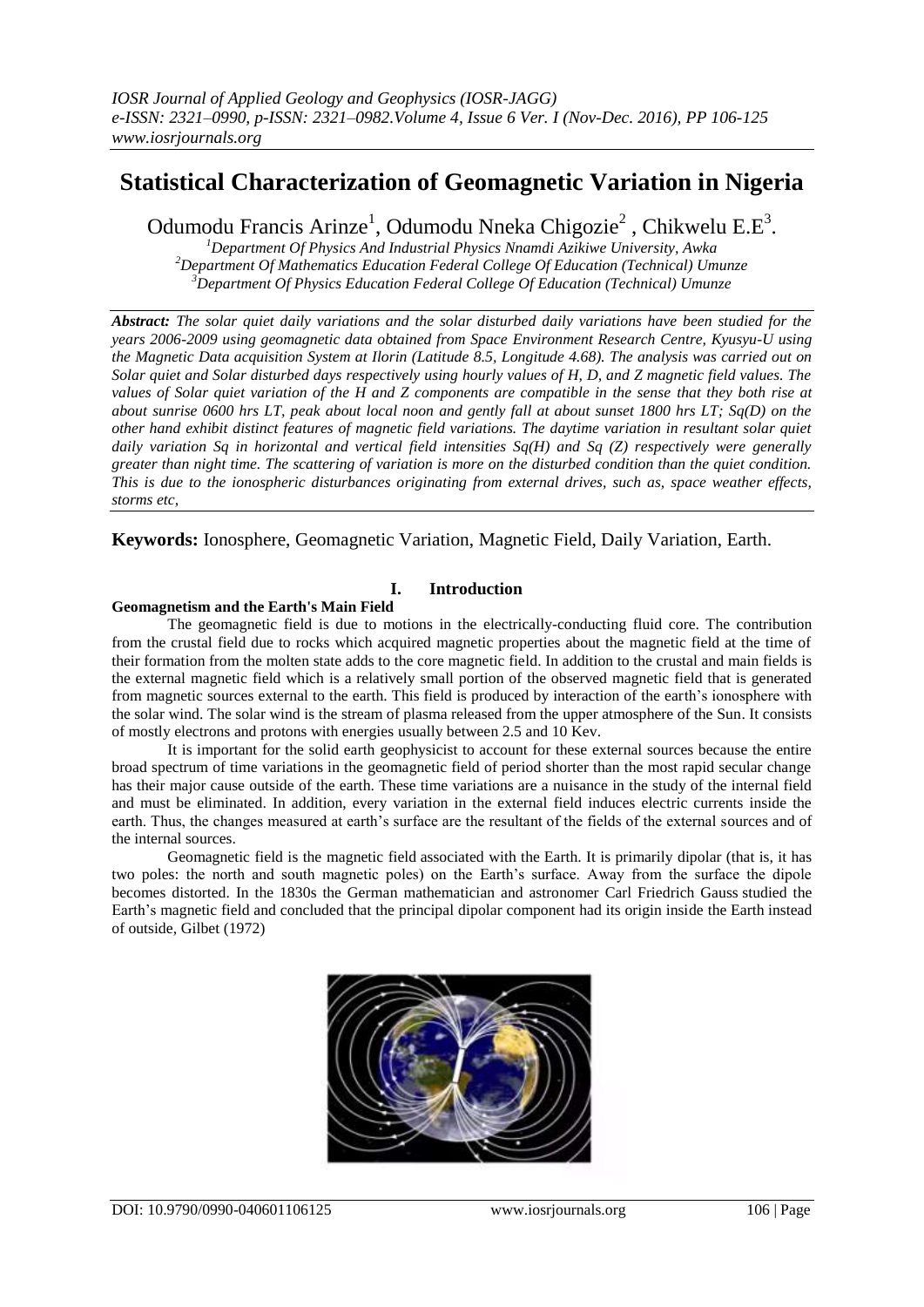# Statistical Characterization of Geomagnetic Variation in Nigeria

Odumodu Francis Arinze[1], Odumodu Nneka Chigozie[2] , Chikwelu E.E[3].

[1]Department Of Physics And Industrial Physics Nnamdi Azikiwe University, Awka
[2]Department Of Mathematics Education Federal College Of Education (Technical) Umunze
[3]Department Of Physics Education Federal College Of Education (Technical) Umunze

***Abstract:*** *The solar quiet daily variations and the solar disturbed daily variations have been studied for the years 2006-2009 using geomagnetic data obtained from Space Environment Research Centre, Kyusyu-U using the Magnetic Data acquisition System at Ilorin (Latitude 8.5, Longitude 4.68). The analysis was carried out on Solar quiet and Solar disturbed days respectively using hourly values of H, D, and Z magnetic field values. The values of Solar quiet variation of the H and Z components are compatible in the sense that they both rise at about sunrise 0600 hrs LT, peak about local noon and gently fall at about sunset 1800 hrs LT; Sq(D) on the other hand exhibit distinct features of magnetic field variations. The daytime variation in resultant solar quiet daily variation Sq in horizontal and vertical field intensities Sq(H) and Sq (Z) respectively were generally greater than night time. The scattering of variation is more on the disturbed condition than the quiet condition. This is due to the ionospheric disturbances originating from external drives, such as, space weather effects, storms etc,*

**Keywords:** Ionosphere, Geomagnetic Variation, Magnetic Field, Daily Variation, Earth.

## I. Introduction

### Geomagnetism and the Earth's Main Field

The geomagnetic field is due to motions in the electrically-conducting fluid core. The contribution from the crustal field due to rocks which acquired magnetic properties about the magnetic field at the time of their formation from the molten state adds to the core magnetic field. In addition to the crustal and main fields is the external magnetic field which is a relatively small portion of the observed magnetic field that is generated from magnetic sources external to the earth. This field is produced by interaction of the earth's ionosphere with the solar wind. The solar wind is the stream of plasma released from the upper atmosphere of the Sun. It consists of mostly electrons and protons with energies usually between 2.5 and 10 Kev.

It is important for the solid earth geophysicist to account for these external sources because the entire broad spectrum of time variations in the geomagnetic field of period shorter than the most rapid secular change has their major cause outside of the earth. These time variations are a nuisance in the study of the internal field and must be eliminated. In addition, every variation in the external field induces electric currents inside the earth. Thus, the changes measured at earth's surface are the resultant of the fields of the external sources and of the internal sources.

Geomagnetic field is the magnetic field associated with the Earth. It is primarily dipolar (that is, it has two poles: the north and south magnetic poles) on the Earth's surface. Away from the surface the dipole becomes distorted. In the 1830s the German mathematician and astronomer Carl Friedrich Gauss studied the Earth's magnetic field and concluded that the principal dipolar component had its origin inside the Earth instead of outside, Gilbet (1972)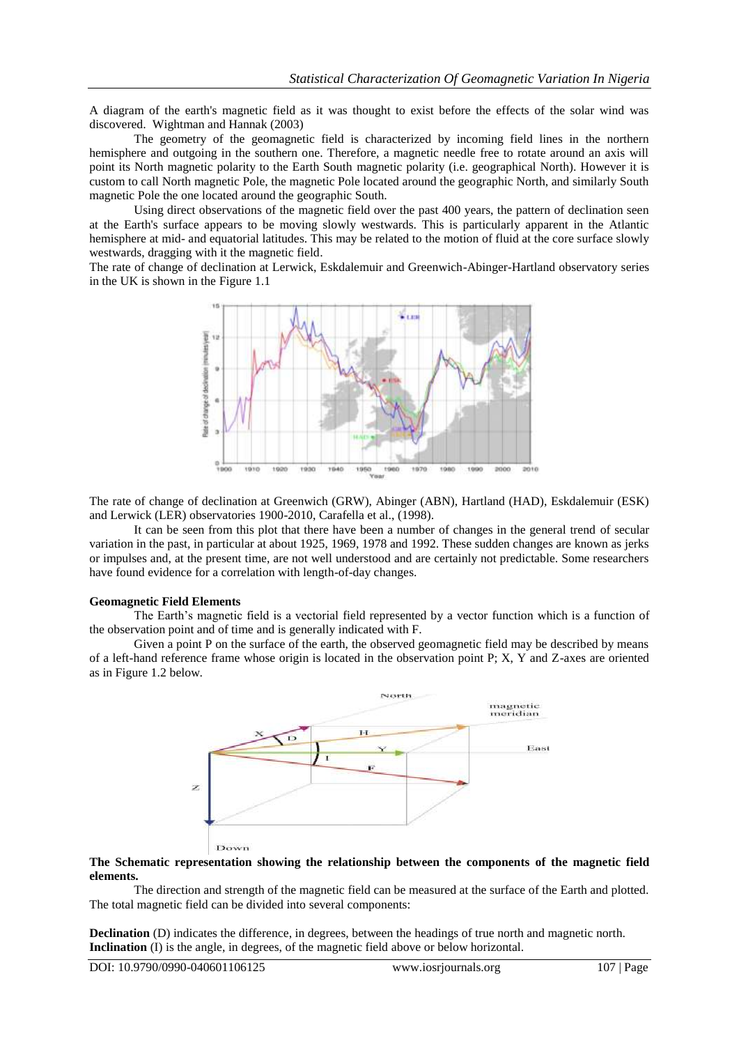A diagram of the earth's magnetic field as it was thought to exist before the effects of the solar wind was discovered. Wightman and Hannak (2003)

The geometry of the geomagnetic field is characterized by incoming field lines in the northern hemisphere and outgoing in the southern one. Therefore, a magnetic needle free to rotate around an axis will point its North magnetic polarity to the Earth South magnetic polarity (i.e. geographical North). However it is custom to call North magnetic Pole, the magnetic Pole located around the geographic North, and similarly South magnetic Pole the one located around the geographic South.

Using direct observations of the magnetic field over the past 400 years, the pattern of declination seen at the Earth's surface appears to be moving slowly westwards. This is particularly apparent in the Atlantic hemisphere at mid- and equatorial latitudes. This may be related to the motion of fluid at the core surface slowly westwards, dragging with it the magnetic field.

The rate of change of declination at Lerwick, Eskdalemuir and Greenwich-Abinger-Hartland observatory series in the UK is shown in the Figure 1.1

The rate of change of declination at Greenwich (GRW), Abinger (ABN), Hartland (HAD), Eskdalemuir (ESK) and Lerwick (LER) observatories 1900-2010, Carafella et al., (1998).

It can be seen from this plot that there have been a number of changes in the general trend of secular variation in the past, in particular at about 1925, 1969, 1978 and 1992. These sudden changes are known as jerks or impulses and, at the present time, are not well understood and are certainly not predictable. Some researchers have found evidence for a correlation with length-of-day changes.

**Geomagnetic Field Elements**

The Earth's magnetic field is a vectorial field represented by a vector function which is a function of the observation point and of time and is generally indicated with F.

Given a point P on the surface of the earth, the observed geomagnetic field may be described by means of a left-hand reference frame whose origin is located in the observation point P; X, Y and Z-axes are oriented as in Figure 1.2 below.

**The Schematic representation showing the relationship between the components of the magnetic field elements.**

The direction and strength of the magnetic field can be measured at the surface of the Earth and plotted. The total magnetic field can be divided into several components:

**Declination** (D) indicates the difference, in degrees, between the headings of true north and magnetic north.
**Inclination** (I) is the angle, in degrees, of the magnetic field above or below horizontal.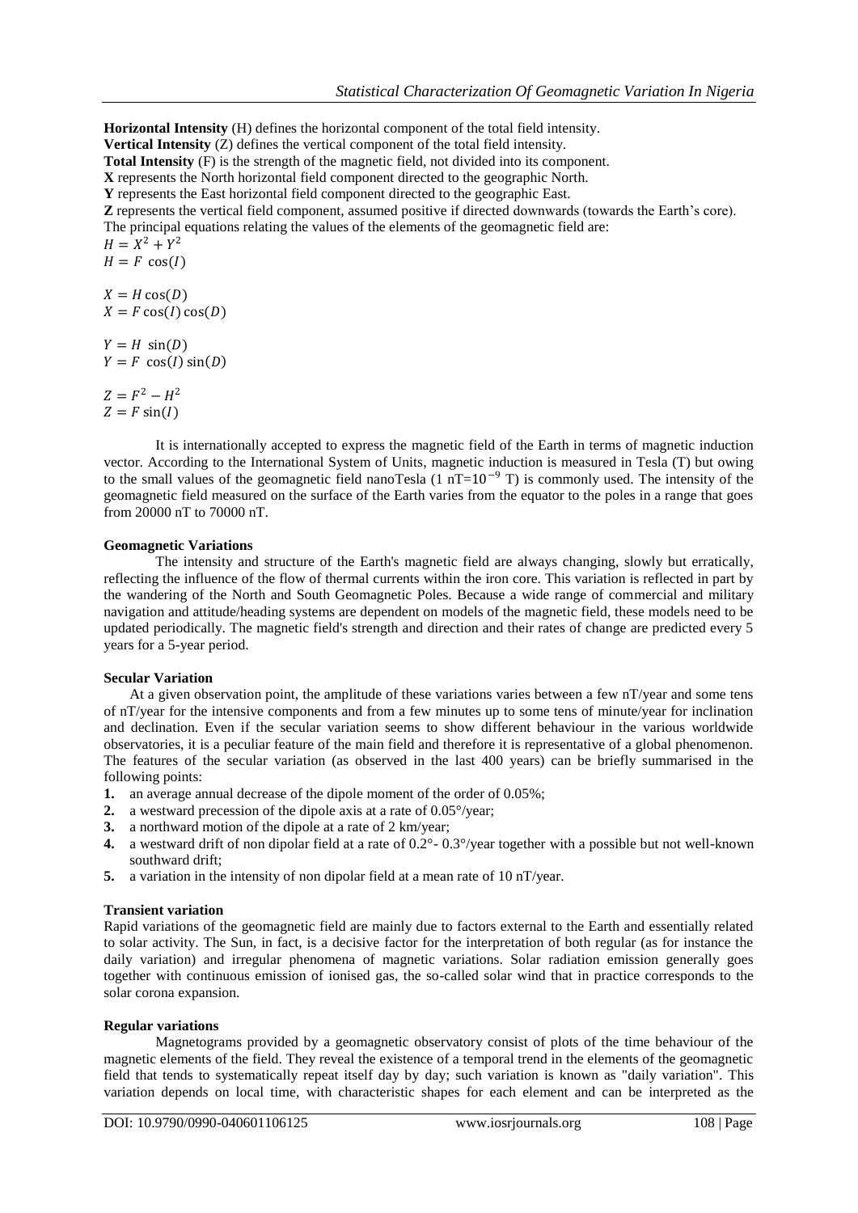**Horizontal Intensity** (H) defines the horizontal component of the total field intensity.
**Vertical Intensity** (Z) defines the vertical component of the total field intensity.
**Total Intensity** (F) is the strength of the magnetic field, not divided into its component.
**X** represents the North horizontal field component directed to the geographic North.
**Y** represents the East horizontal field component directed to the geographic East.
**Z** represents the vertical field component, assumed positive if directed downwards (towards the Earth's core).
The principal equations relating the values of the elements of the geomagnetic field are:

$$H = X^2 + Y^2$$
$$H = F\ \cos(I)$$

$$X = H\cos(D)$$
$$X = F\cos(I)\cos(D)$$

$$Y = H\ \sin(D)$$
$$Y = F\ \cos(I)\sin(D)$$

$$Z = F^2 - H^2$$
$$Z = F\sin(I)$$

It is internationally accepted to express the magnetic field of the Earth in terms of magnetic induction vector. According to the International System of Units, magnetic induction is measured in Tesla (T) but owing to the small values of the geomagnetic field nanoTesla (1 nT=$10^{-9}$ T) is commonly used. The intensity of the geomagnetic field measured on the surface of the Earth varies from the equator to the poles in a range that goes from 20000 nT to 70000 nT.

**Geomagnetic Variations**

The intensity and structure of the Earth's magnetic field are always changing, slowly but erratically, reflecting the influence of the flow of thermal currents within the iron core. This variation is reflected in part by the wandering of the North and South Geomagnetic Poles. Because a wide range of commercial and military navigation and attitude/heading systems are dependent on models of the magnetic field, these models need to be updated periodically. The magnetic field's strength and direction and their rates of change are predicted every 5 years for a 5-year period.

**Secular Variation**

At a given observation point, the amplitude of these variations varies between a few nT/year and some tens of nT/year for the intensive components and from a few minutes up to some tens of minute/year for inclination and declination. Even if the secular variation seems to show different behaviour in the various worldwide observatories, it is a peculiar feature of the main field and therefore it is representative of a global phenomenon. The features of the secular variation (as observed in the last 400 years) can be briefly summarised in the following points:

1. an average annual decrease of the dipole moment of the order of 0.05%;
2. a westward precession of the dipole axis at a rate of 0.05°/year;
3. a northward motion of the dipole at a rate of 2 km/year;
4. a westward drift of non dipolar field at a rate of 0.2°- 0.3°/year together with a possible but not well-known southward drift;
5. a variation in the intensity of non dipolar field at a mean rate of 10 nT/year.

**Transient variation**

Rapid variations of the geomagnetic field are mainly due to factors external to the Earth and essentially related to solar activity. The Sun, in fact, is a decisive factor for the interpretation of both regular (as for instance the daily variation) and irregular phenomena of magnetic variations. Solar radiation emission generally goes together with continuous emission of ionised gas, the so-called solar wind that in practice corresponds to the solar corona expansion.

**Regular variations**

Magnetograms provided by a geomagnetic observatory consist of plots of the time behaviour of the magnetic elements of the field. They reveal the existence of a temporal trend in the elements of the geomagnetic field that tends to systematically repeat itself day by day; such variation is known as "daily variation". This variation depends on local time, with characteristic shapes for each element and can be interpreted as the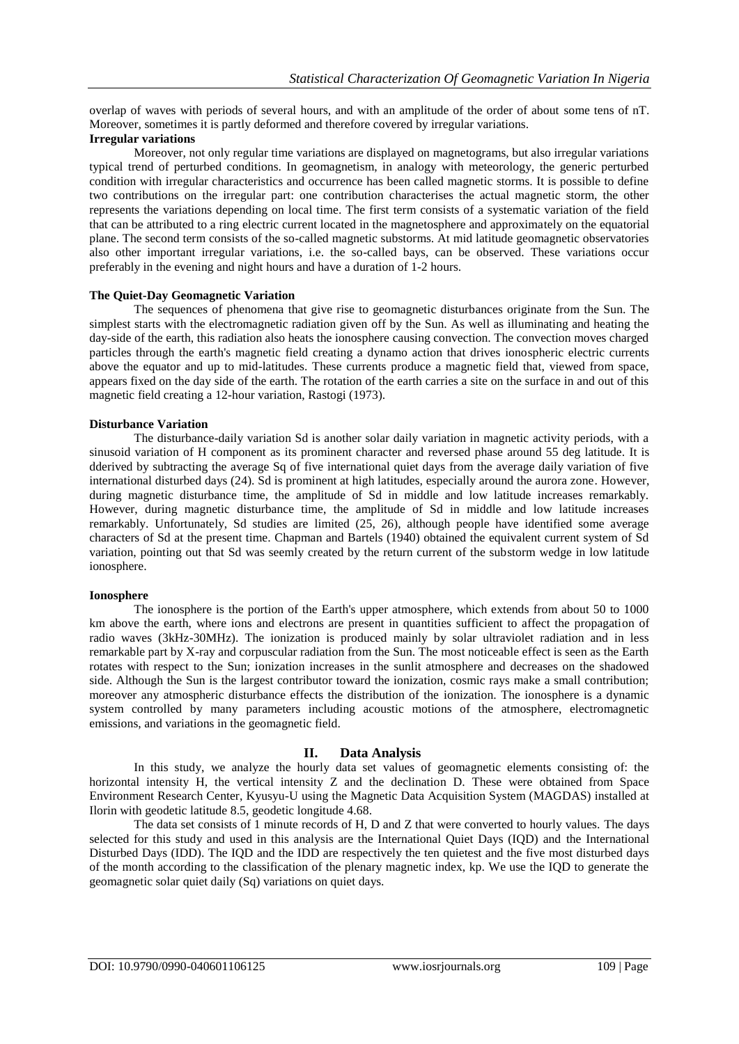overlap of waves with periods of several hours, and with an amplitude of the order of about some tens of nT. Moreover, sometimes it is partly deformed and therefore covered by irregular variations.

**Irregular variations**

Moreover, not only regular time variations are displayed on magnetograms, but also irregular variations typical trend of perturbed conditions. In geomagnetism, in analogy with meteorology, the generic perturbed condition with irregular characteristics and occurrence has been called magnetic storms. It is possible to define two contributions on the irregular part: one contribution characterises the actual magnetic storm, the other represents the variations depending on local time. The first term consists of a systematic variation of the field that can be attributed to a ring electric current located in the magnetosphere and approximately on the equatorial plane. The second term consists of the so-called magnetic substorms. At mid latitude geomagnetic observatories also other important irregular variations, i.e. the so-called bays, can be observed. These variations occur preferably in the evening and night hours and have a duration of 1-2 hours.

**The Quiet-Day Geomagnetic Variation**

The sequences of phenomena that give rise to geomagnetic disturbances originate from the Sun. The simplest starts with the electromagnetic radiation given off by the Sun. As well as illuminating and heating the day-side of the earth, this radiation also heats the ionosphere causing convection. The convection moves charged particles through the earth's magnetic field creating a dynamo action that drives ionospheric electric currents above the equator and up to mid-latitudes. These currents produce a magnetic field that, viewed from space, appears fixed on the day side of the earth. The rotation of the earth carries a site on the surface in and out of this magnetic field creating a 12-hour variation, Rastogi (1973).

**Disturbance Variation**

The disturbance-daily variation Sd is another solar daily variation in magnetic activity periods, with a sinusoid variation of H component as its prominent character and reversed phase around 55 deg latitude. It is dderived by subtracting the average Sq of five international quiet days from the average daily variation of five international disturbed days (24). Sd is prominent at high latitudes, especially around the aurora zone. However, during magnetic disturbance time, the amplitude of Sd in middle and low latitude increases remarkably. However, during magnetic disturbance time, the amplitude of Sd in middle and low latitude increases remarkably. Unfortunately, Sd studies are limited (25, 26), although people have identified some average characters of Sd at the present time. Chapman and Bartels (1940) obtained the equivalent current system of Sd variation, pointing out that Sd was seemly created by the return current of the substorm wedge in low latitude ionosphere.

**Ionosphere**

The ionosphere is the portion of the Earth's upper atmosphere, which extends from about 50 to 1000 km above the earth, where ions and electrons are present in quantities sufficient to affect the propagation of radio waves (3kHz-30MHz). The ionization is produced mainly by solar ultraviolet radiation and in less remarkable part by X-ray and corpuscular radiation from the Sun. The most noticeable effect is seen as the Earth rotates with respect to the Sun; ionization increases in the sunlit atmosphere and decreases on the shadowed side. Although the Sun is the largest contributor toward the ionization, cosmic rays make a small contribution; moreover any atmospheric disturbance effects the distribution of the ionization. The ionosphere is a dynamic system controlled by many parameters including acoustic motions of the atmosphere, electromagnetic emissions, and variations in the geomagnetic field.

## II. Data Analysis

In this study, we analyze the hourly data set values of geomagnetic elements consisting of: the horizontal intensity H, the vertical intensity Z and the declination D. These were obtained from Space Environment Research Center, Kyusyu-U using the Magnetic Data Acquisition System (MAGDAS) installed at Ilorin with geodetic latitude 8.5, geodetic longitude 4.68.

The data set consists of 1 minute records of H, D and Z that were converted to hourly values. The days selected for this study and used in this analysis are the International Quiet Days (IQD) and the International Disturbed Days (IDD). The IQD and the IDD are respectively the ten quietest and the five most disturbed days of the month according to the classification of the plenary magnetic index, kp. We use the IQD to generate the geomagnetic solar quiet daily (Sq) variations on quiet days.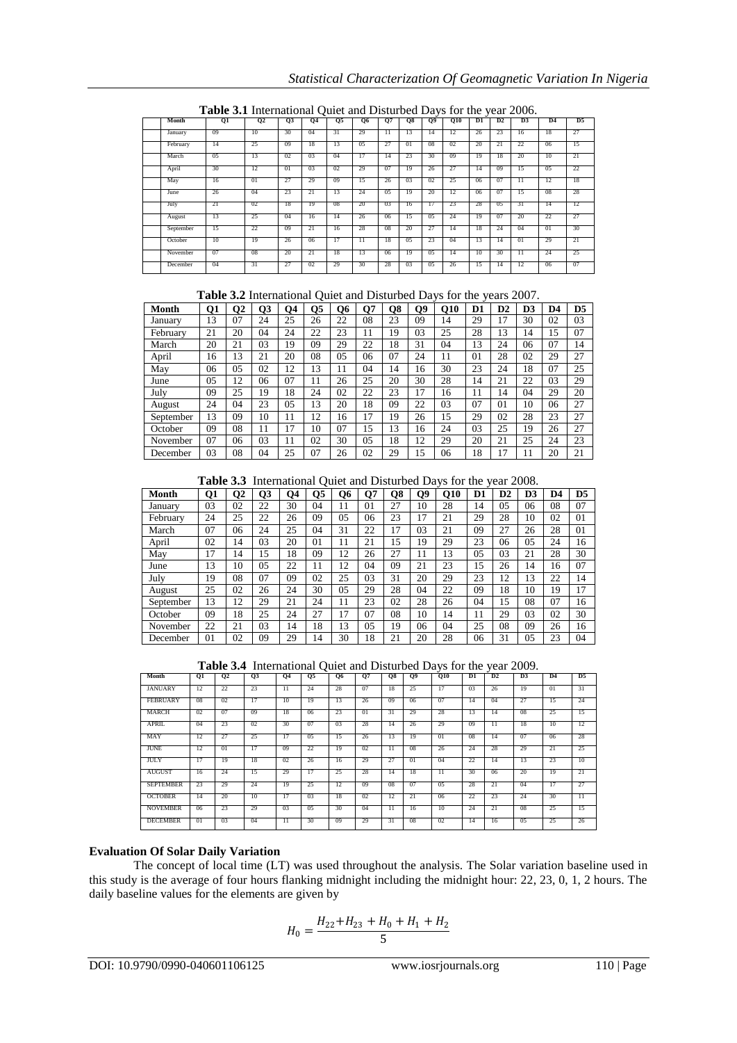**Table 3.1** International Quiet and Disturbed Days for the year 2006.

| Month | Q1 | Q2 | Q3 | Q4 | Q5 | Q6 | Q7 | Q8 | Q9 | Q10 | D1 | D2 | D3 | D4 | D5 |
|---|---|---|---|---|---|---|---|---|---|---|---|---|---|---|---|
| January | 09 | 10 | 30 | 04 | 31 | 29 | 11 | 13 | 14 | 12 | 26 | 23 | 16 | 18 | 27 |
| February | 14 | 25 | 09 | 18 | 13 | 05 | 27 | 01 | 08 | 02 | 20 | 21 | 22 | 06 | 15 |
| March | 05 | 13 | 02 | 03 | 04 | 17 | 14 | 23 | 30 | 09 | 19 | 18 | 20 | 10 | 21 |
| April | 30 | 12 | 01 | 03 | 02 | 29 | 07 | 19 | 26 | 27 | 14 | 09 | 15 | 05 | 22 |
| May | 16 | 01 | 27 | 29 | 09 | 15 | 26 | 03 | 02 | 25 | 06 | 07 | 11 | 12 | 18 |
| June | 26 | 04 | 23 | 21 | 13 | 24 | 05 | 19 | 20 | 12 | 06 | 07 | 15 | 08 | 28 |
| July | 21 | 02 | 18 | 19 | 08 | 20 | 03 | 16 | 17 | 23 | 28 | 05 | 31 | 14 | 12 |
| August | 13 | 25 | 04 | 16 | 14 | 26 | 06 | 15 | 05 | 24 | 19 | 07 | 20 | 22 | 27 |
| September | 15 | 22 | 09 | 21 | 16 | 28 | 08 | 20 | 27 | 14 | 18 | 24 | 04 | 01 | 30 |
| October | 10 | 19 | 26 | 06 | 17 | 11 | 18 | 05 | 23 | 04 | 13 | 14 | 01 | 29 | 21 |
| November | 07 | 08 | 20 | 21 | 18 | 13 | 06 | 19 | 05 | 14 | 10 | 30 | 11 | 24 | 25 |
| December | 04 | 31 | 27 | 02 | 29 | 30 | 28 | 03 | 05 | 26 | 15 | 14 | 12 | 06 | 07 |

**Table 3.2** International Quiet and Disturbed Days for the years 2007.

| Month | Q1 | Q2 | Q3 | Q4 | Q5 | Q6 | Q7 | Q8 | Q9 | Q10 | D1 | D2 | D3 | D4 | D5 |
|---|---|---|---|---|---|---|---|---|---|---|---|---|---|---|---|
| January | 13 | 07 | 24 | 25 | 26 | 22 | 08 | 23 | 09 | 14 | 29 | 17 | 30 | 02 | 03 |
| February | 21 | 20 | 04 | 24 | 22 | 23 | 11 | 19 | 03 | 25 | 28 | 13 | 14 | 15 | 07 |
| March | 20 | 21 | 03 | 19 | 09 | 29 | 22 | 18 | 31 | 04 | 13 | 24 | 06 | 07 | 14 |
| April | 16 | 13 | 21 | 20 | 08 | 05 | 06 | 07 | 24 | 11 | 01 | 28 | 02 | 29 | 27 |
| May | 06 | 05 | 02 | 12 | 13 | 11 | 04 | 14 | 16 | 30 | 23 | 24 | 18 | 07 | 25 |
| June | 05 | 12 | 06 | 07 | 11 | 26 | 25 | 20 | 30 | 28 | 14 | 21 | 22 | 03 | 29 |
| July | 09 | 25 | 19 | 18 | 24 | 02 | 22 | 23 | 17 | 16 | 11 | 14 | 04 | 29 | 20 |
| August | 24 | 04 | 23 | 05 | 13 | 20 | 18 | 09 | 22 | 03 | 07 | 01 | 10 | 06 | 27 |
| September | 13 | 09 | 10 | 11 | 12 | 16 | 17 | 19 | 26 | 15 | 29 | 02 | 28 | 23 | 27 |
| October | 09 | 08 | 11 | 17 | 10 | 07 | 15 | 13 | 16 | 24 | 03 | 25 | 19 | 26 | 27 |
| November | 07 | 06 | 03 | 11 | 02 | 30 | 05 | 18 | 12 | 29 | 20 | 21 | 25 | 24 | 23 |
| December | 03 | 08 | 04 | 25 | 07 | 26 | 02 | 29 | 15 | 06 | 18 | 17 | 11 | 20 | 21 |

**Table 3.3** International Quiet and Disturbed Days for the year 2008.

| Month | Q1 | Q2 | Q3 | Q4 | Q5 | Q6 | Q7 | Q8 | Q9 | Q10 | D1 | D2 | D3 | D4 | D5 |
|---|---|---|---|---|---|---|---|---|---|---|---|---|---|---|---|
| January | 03 | 02 | 22 | 30 | 04 | 11 | 01 | 27 | 10 | 28 | 14 | 05 | 06 | 08 | 07 |
| February | 24 | 25 | 22 | 26 | 09 | 05 | 06 | 23 | 17 | 21 | 29 | 28 | 10 | 02 | 01 |
| March | 07 | 06 | 24 | 25 | 04 | 31 | 22 | 17 | 03 | 21 | 09 | 27 | 26 | 28 | 01 |
| April | 02 | 14 | 03 | 20 | 01 | 11 | 21 | 15 | 19 | 29 | 23 | 06 | 05 | 24 | 16 |
| May | 17 | 14 | 15 | 18 | 09 | 12 | 26 | 27 | 11 | 13 | 05 | 03 | 21 | 28 | 30 |
| June | 13 | 10 | 05 | 22 | 11 | 12 | 04 | 09 | 21 | 23 | 15 | 26 | 14 | 16 | 07 |
| July | 19 | 08 | 07 | 09 | 02 | 25 | 03 | 31 | 20 | 29 | 23 | 12 | 13 | 22 | 14 |
| August | 25 | 02 | 26 | 24 | 30 | 05 | 29 | 28 | 04 | 22 | 09 | 18 | 10 | 19 | 17 |
| September | 13 | 12 | 29 | 21 | 24 | 11 | 23 | 02 | 28 | 26 | 04 | 15 | 08 | 07 | 16 |
| October | 09 | 18 | 25 | 24 | 27 | 17 | 07 | 08 | 10 | 14 | 11 | 29 | 03 | 02 | 30 |
| November | 22 | 21 | 03 | 14 | 18 | 13 | 05 | 19 | 06 | 04 | 25 | 08 | 09 | 26 | 16 |
| December | 01 | 02 | 09 | 29 | 14 | 30 | 18 | 21 | 20 | 28 | 06 | 31 | 05 | 23 | 04 |

**Table 3.4** International Quiet and Disturbed Days for the year 2009.

| Month | Q1 | Q2 | Q3 | Q4 | Q5 | Q6 | Q7 | Q8 | Q9 | Q10 | D1 | D2 | D3 | D4 | D5 |
|---|---|---|---|---|---|---|---|---|---|---|---|---|---|---|---|
| JANUARY | 12 | 22 | 23 | 11 | 24 | 28 | 07 | 18 | 25 | 17 | 03 | 26 | 19 | 01 | 31 |
| FEBRUARY | 08 | 02 | 17 | 10 | 19 | 13 | 26 | 09 | 06 | 07 | 14 | 04 | 27 | 15 | 24 |
| MARCH | 02 | 07 | 09 | 18 | 06 | 23 | 01 | 31 | 29 | 28 | 13 | 14 | 08 | 25 | 15 |
| APRIL | 04 | 23 | 02 | 30 | 07 | 03 | 28 | 14 | 26 | 29 | 09 | 11 | 18 | 10 | 12 |
| MAY | 12 | 27 | 25 | 17 | 05 | 15 | 26 | 13 | 19 | 01 | 08 | 14 | 07 | 06 | 28 |
| JUNE | 12 | 01 | 17 | 09 | 22 | 19 | 02 | 11 | 08 | 26 | 24 | 28 | 29 | 21 | 25 |
| JULY | 17 | 19 | 18 | 02 | 26 | 16 | 29 | 27 | 01 | 04 | 22 | 14 | 13 | 23 | 10 |
| AUGUST | 16 | 24 | 15 | 29 | 17 | 25 | 28 | 14 | 18 | 11 | 30 | 06 | 20 | 19 | 21 |
| SEPTEMBER | 23 | 29 | 24 | 19 | 25 | 12 | 09 | 08 | 07 | 05 | 28 | 21 | 04 | 17 | 27 |
| OCTOBER | 14 | 20 | 10 | 17 | 03 | 18 | 02 | 12 | 21 | 06 | 22 | 23 | 24 | 30 | 11 |
| NOVEMBER | 06 | 23 | 29 | 03 | 05 | 30 | 04 | 11 | 16 | 10 | 24 | 21 | 08 | 25 | 15 |
| DECEMBER | 01 | 03 | 04 | 11 | 30 | 09 | 29 | 31 | 08 | 02 | 14 | 16 | 05 | 25 | 26 |

### Evaluation Of Solar Daily Variation

The concept of local time (LT) was used throughout the analysis. The Solar variation baseline used in this study is the average of four hours flanking midnight including the midnight hour: 22, 23, 0, 1, 2 hours. The daily baseline values for the elements are given by

$$H_0 = \frac{H_{22} + H_{23} + H_0 + H_1 + H_2}{5}$$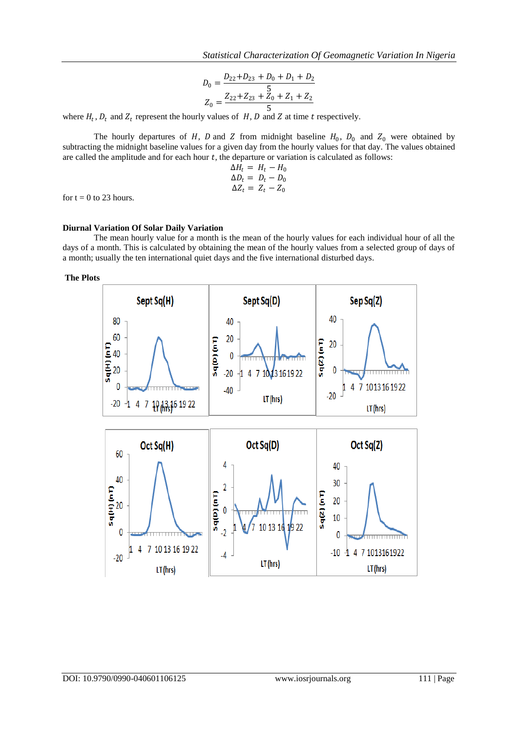$$D_0 = \frac{D_{22}+D_{23} + D_0 + D_1 + D_2}{5}$$
$$Z_0 = \frac{Z_{22}+Z_{23} + Z_0 + Z_1 + Z_2}{5}$$

where $H_t$, $D_t$ and $Z_t$ represent the hourly values of $H$, $D$ and $Z$ at time $t$ respectively.

The hourly departures of $H$, $D$ and $Z$ from midnight baseline $H_0$, $D_0$ and $Z_0$ were obtained by subtracting the midnight baseline values for a given day from the hourly values for that day. The values obtained are called the amplitude and for each hour $t$, the departure or variation is calculated as follows:

$$\Delta H_t = H_t - H_0$$
$$\Delta D_t = D_t - D_0$$
$$\Delta Z_t = Z_t - Z_0$$

for t = 0 to 23 hours.

**Diurnal Variation Of Solar Daily Variation**

The mean hourly value for a month is the mean of the hourly values for each individual hour of all the days of a month. This is calculated by obtaining the mean of the hourly values from a selected group of days of a month; usually the ten international quiet days and the five international disturbed days.

**The Plots**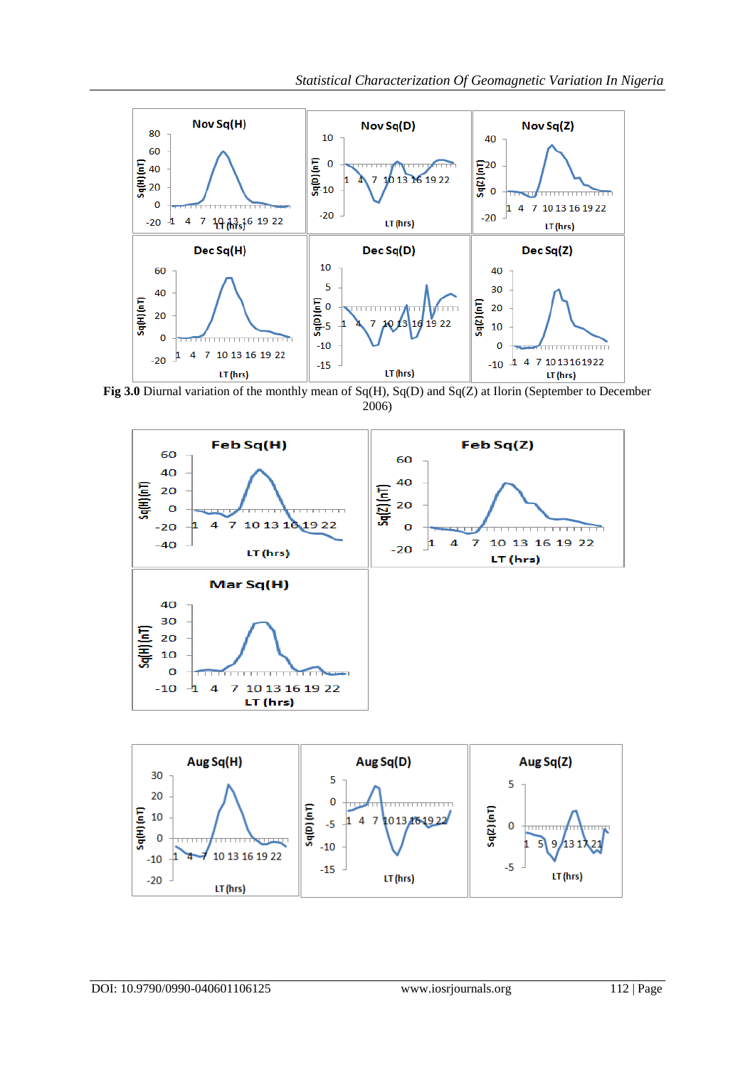**Fig 3.0** Diurnal variation of the monthly mean of Sq(H), Sq(D) and Sq(Z) at Ilorin (September to December 2006)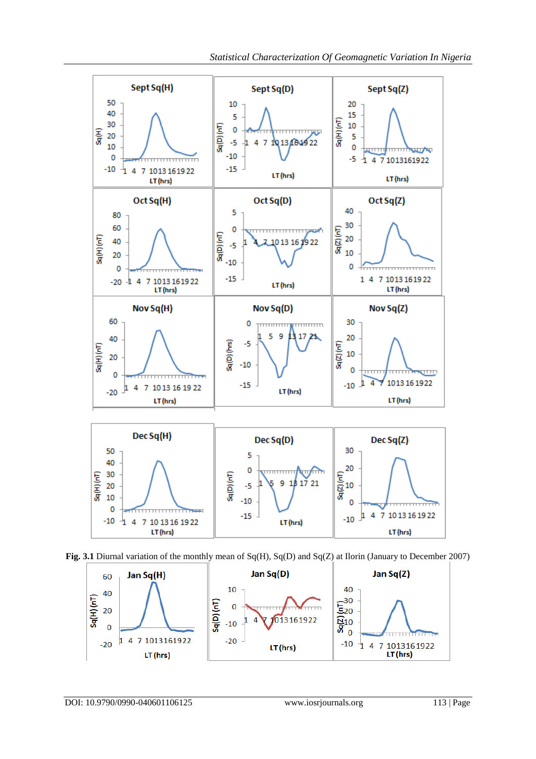Fig. 3.1 Diurnal variation of the monthly mean of Sq(H), Sq(D) and Sq(Z) at Ilorin (January to December 2007)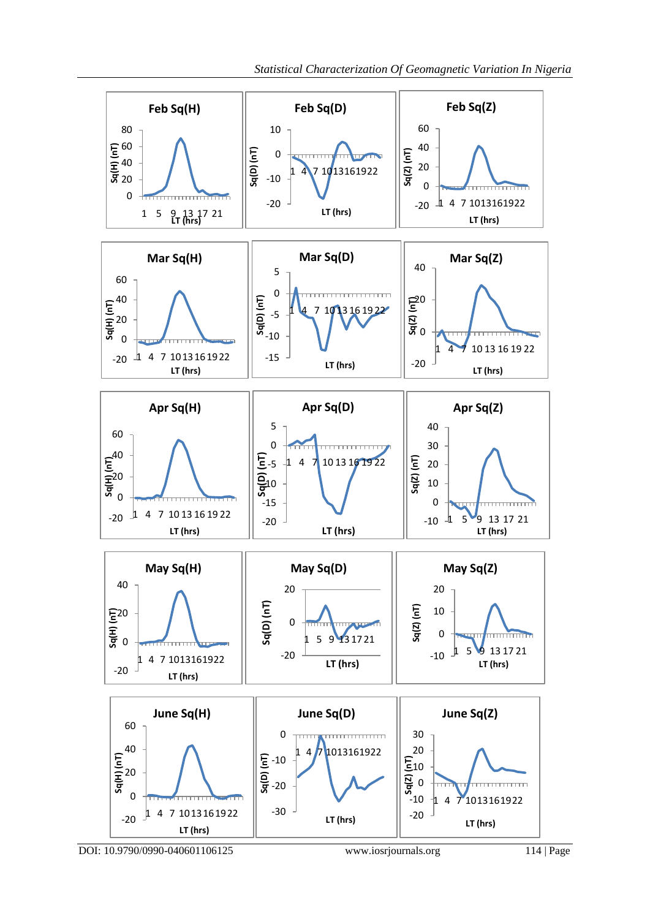Feb Sq(H)

Feb Sq(D)

Feb Sq(Z)

Mar Sq(H)

Mar Sq(D)

Mar Sq(Z)

Apr Sq(H)

Apr Sq(D)

Apr Sq(Z)

May Sq(H)

May Sq(D)

May Sq(Z)

June Sq(H)

June Sq(D)

June Sq(Z)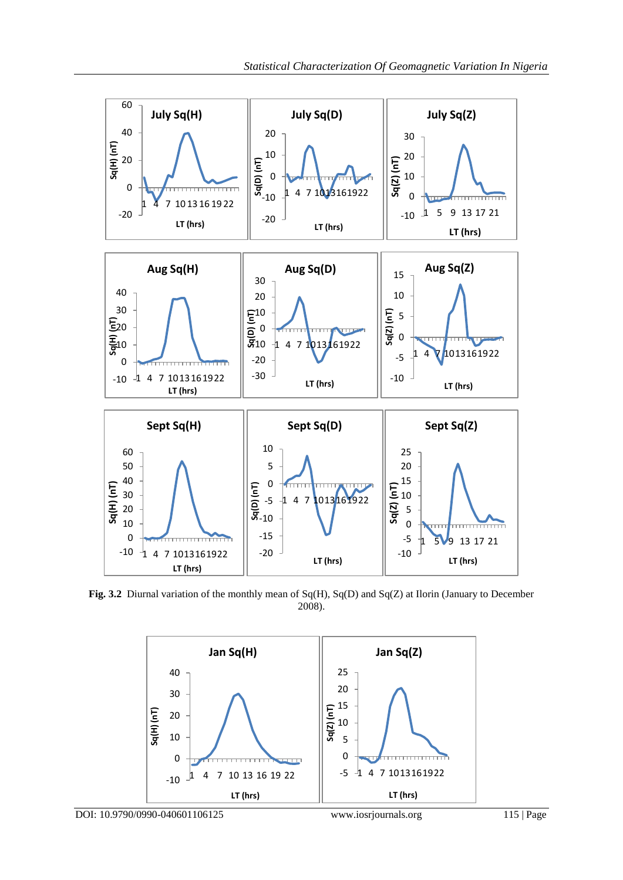**Fig. 3.2** Diurnal variation of the monthly mean of Sq(H), Sq(D) and Sq(Z) at Ilorin (January to December 2008).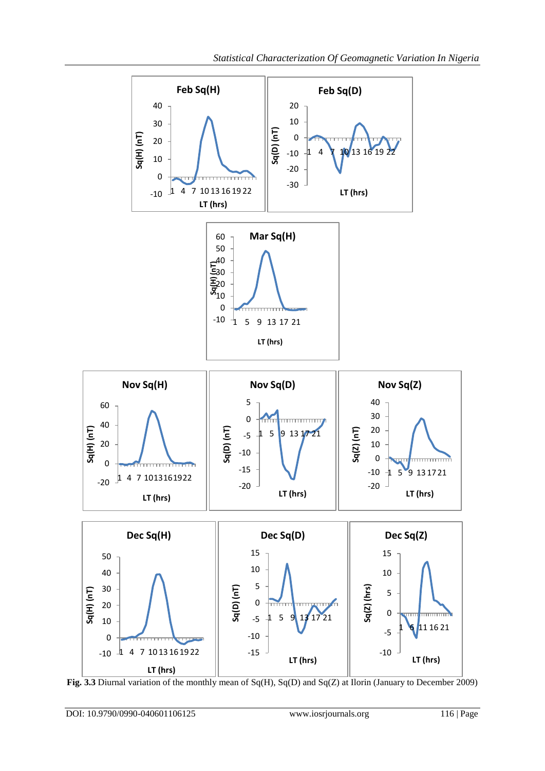Fig. 3.3 Diurnal variation of the monthly mean of Sq(H), Sq(D) and Sq(Z) at Ilorin (January to December 2009)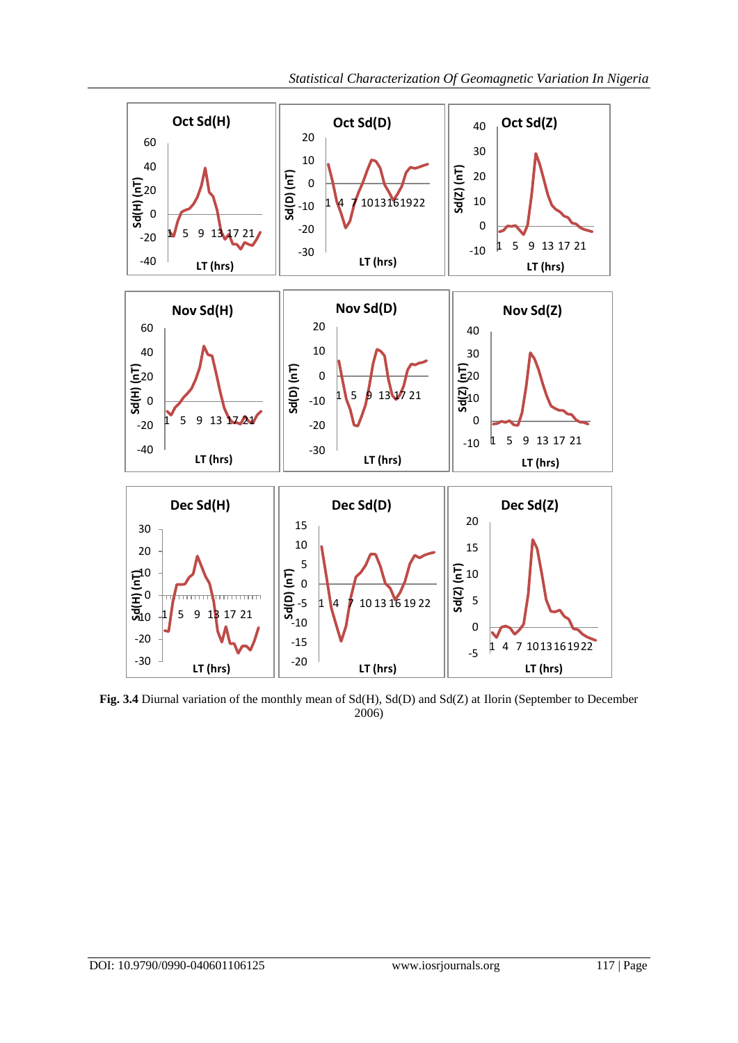**Fig. 3.4** Diurnal variation of the monthly mean of Sd(H), Sd(D) and Sd(Z) at Ilorin (September to December 2006)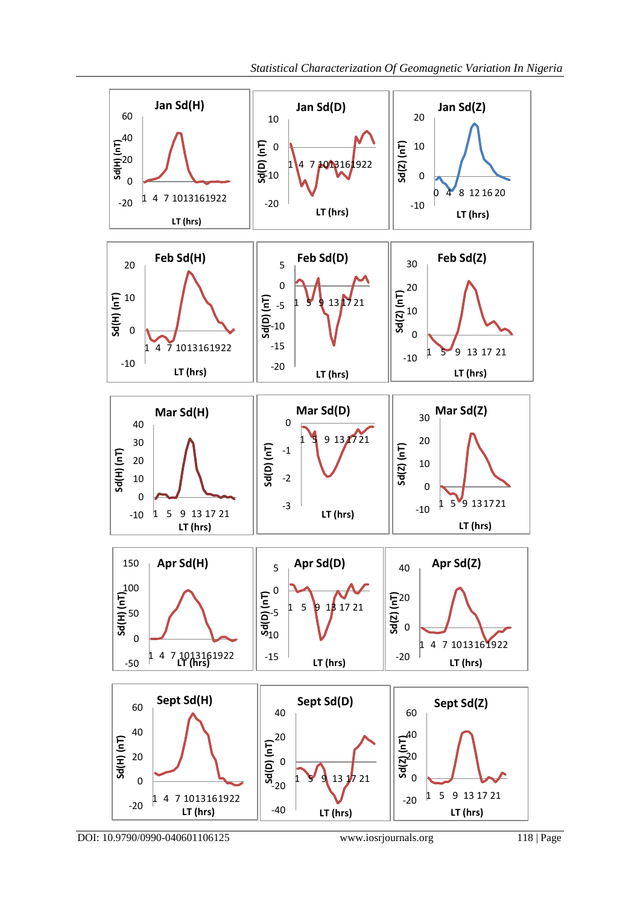Jan Sd(H)

Jan Sd(D)

Jan Sd(Z)

Feb Sd(H)

Feb Sd(D)

Feb Sd(Z)

Mar Sd(H)

Mar Sd(D)

Mar Sd(Z)

Apr Sd(H)

Apr Sd(D)

Apr Sd(Z)

Sept Sd(H)

Sept Sd(D)

Sept Sd(Z)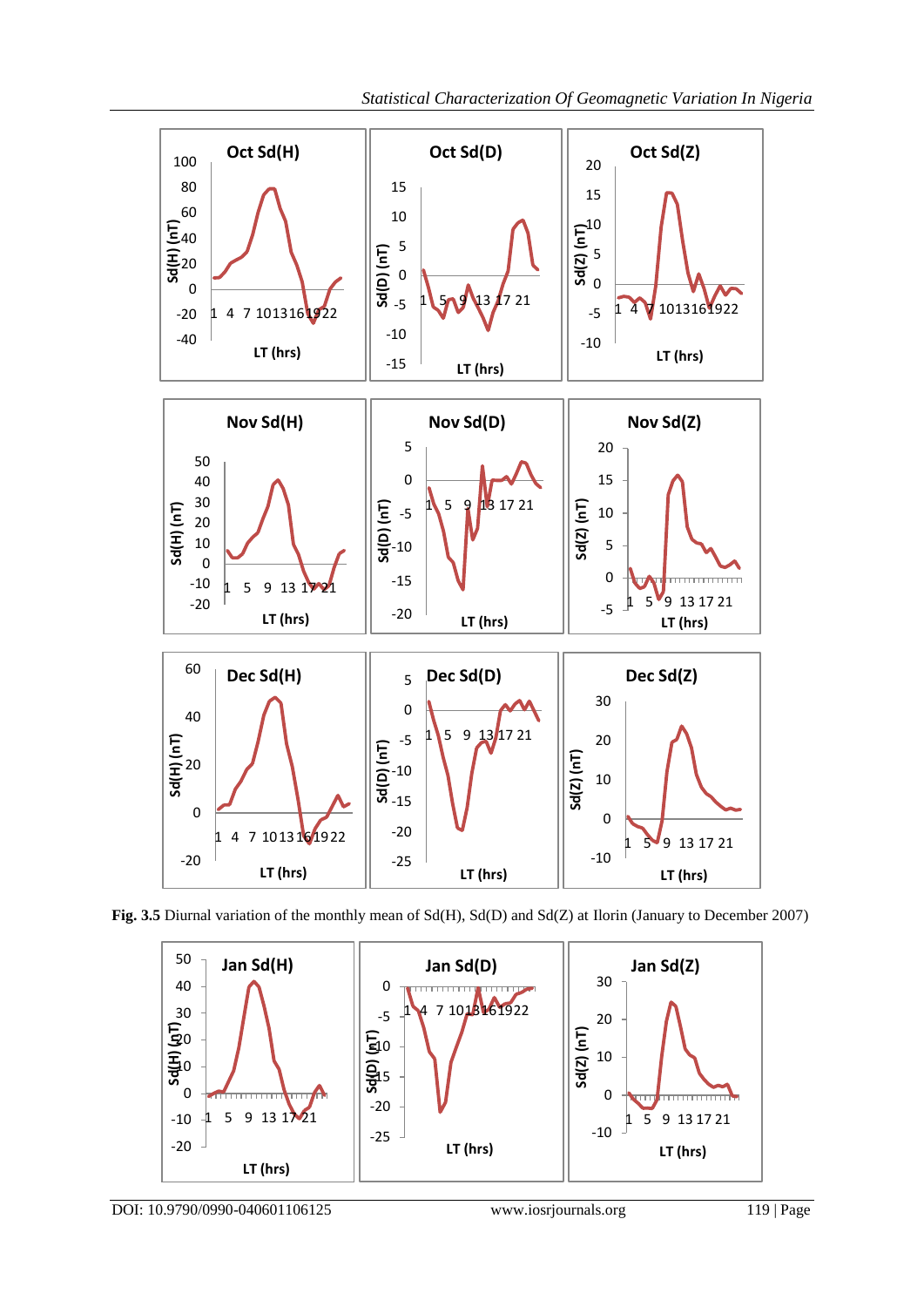**Fig. 3.5** Diurnal variation of the monthly mean of Sd(H), Sd(D) and Sd(Z) at Ilorin (January to December 2007)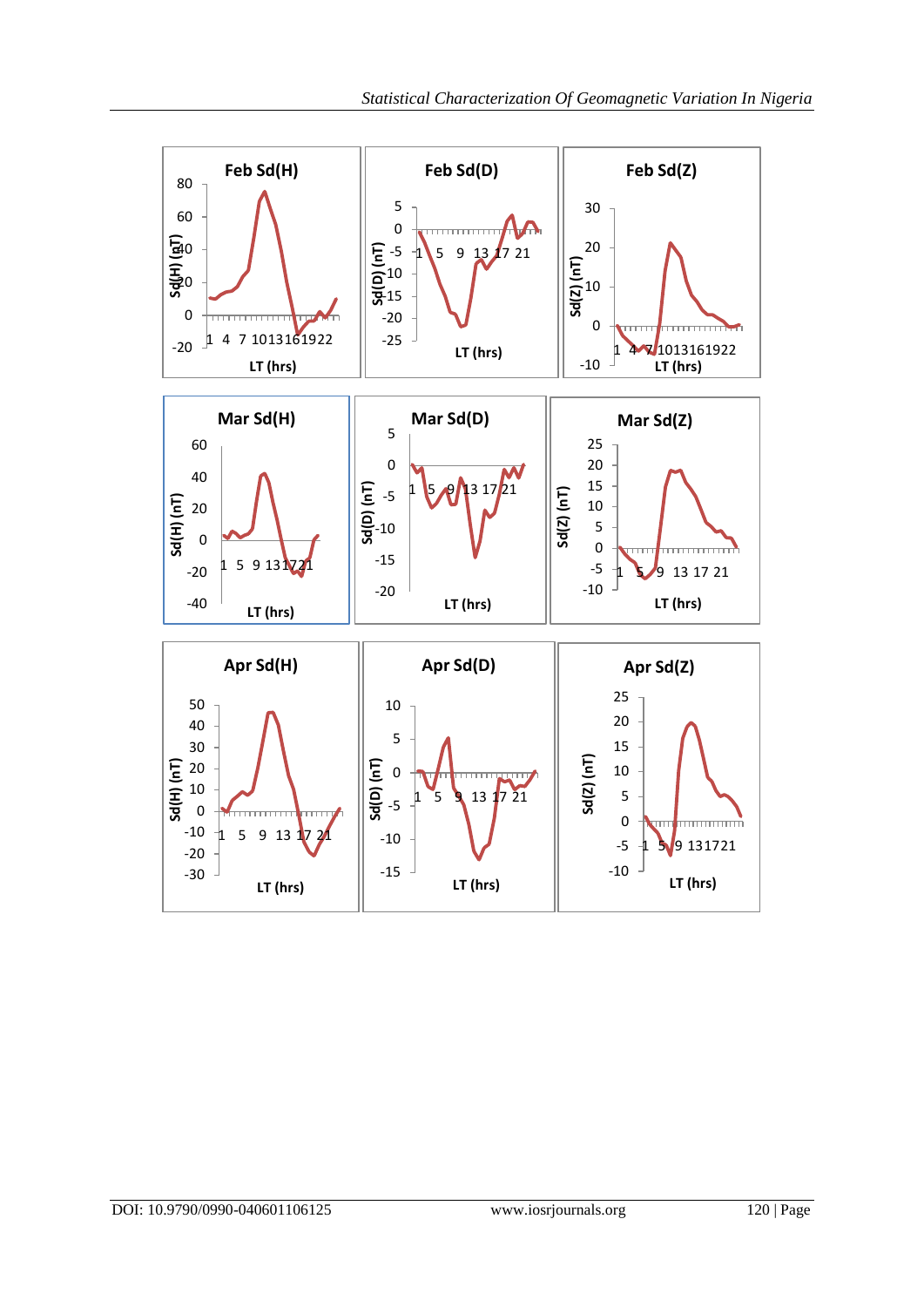Feb Sd(H)

Feb Sd(D)

Feb Sd(Z)

Mar Sd(H)

Mar Sd(D)

Mar Sd(Z)

Apr Sd(H)

Apr Sd(D)

Apr Sd(Z)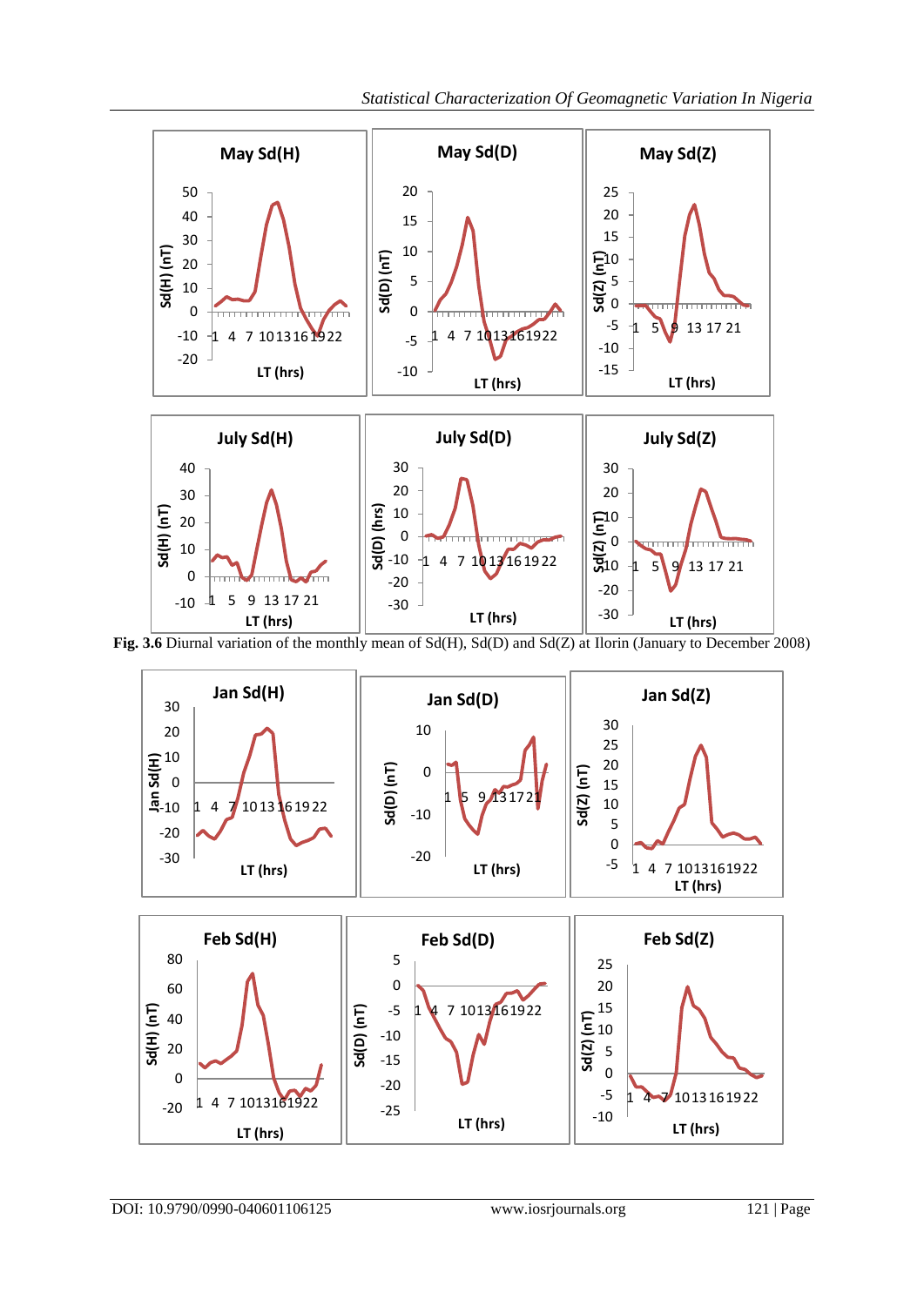**Fig. 3.6** Diurnal variation of the monthly mean of Sd(H), Sd(D) and Sd(Z) at Ilorin (January to December 2008)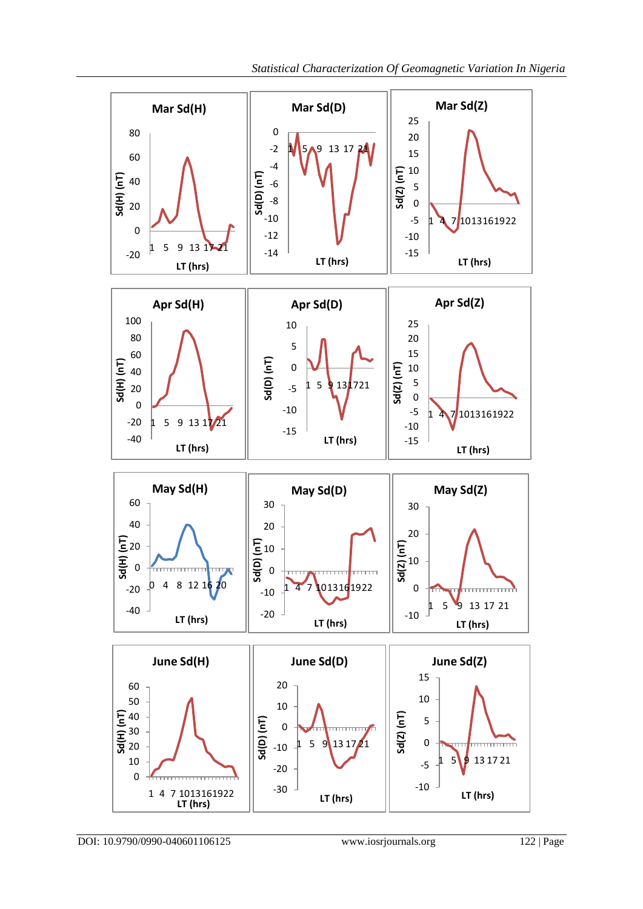Mar Sd(H)

Mar Sd(D)

Mar Sd(Z)

Apr Sd(H)

Apr Sd(D)

Apr Sd(Z)

May Sd(H)

May Sd(D)

May Sd(Z)

June Sd(H)

June Sd(D)

June Sd(Z)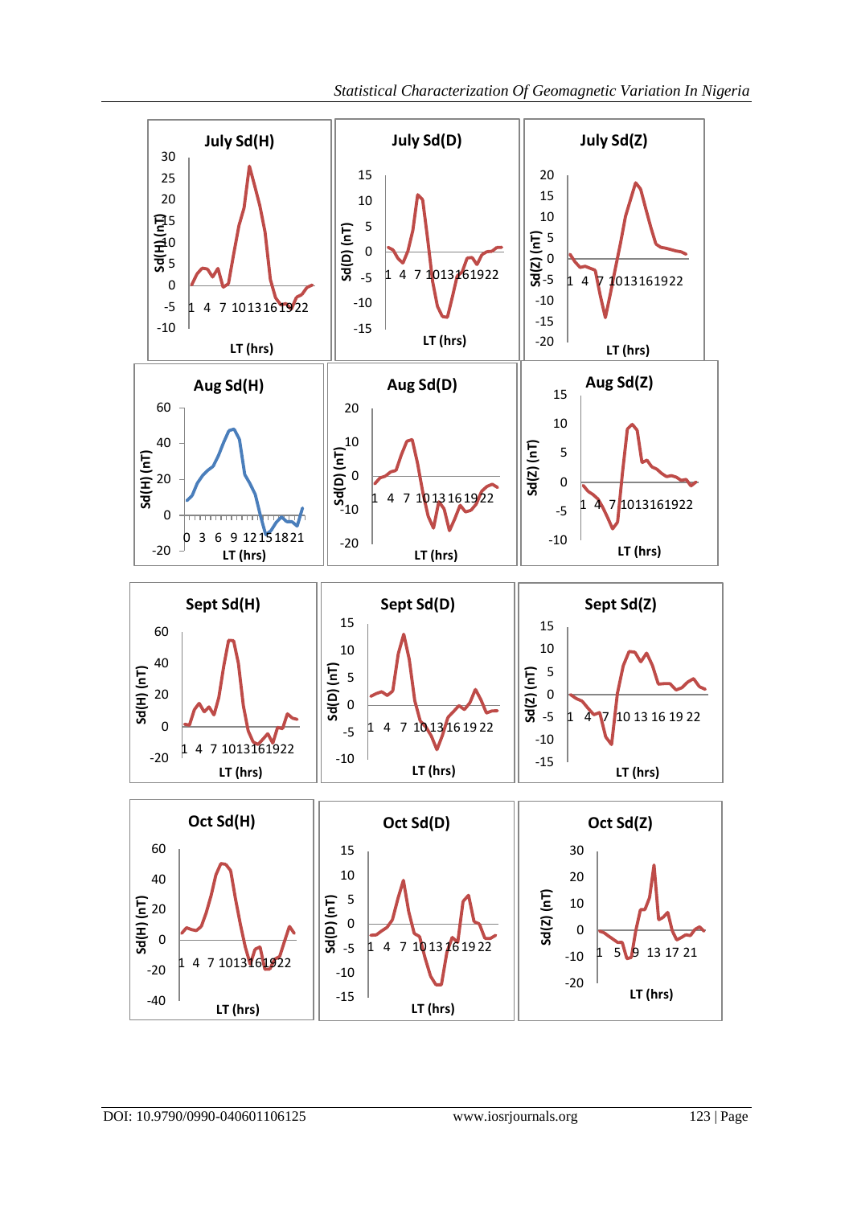**July Sd(H)**

**July Sd(D)**

**July Sd(Z)**

**Aug Sd(H)**

**Aug Sd(D)**

**Aug Sd(Z)**

**Sept Sd(H)**

**Sept Sd(D)**

**Sept Sd(Z)**

**Oct Sd(H)**

**Oct Sd(D)**

**Oct Sd(Z)**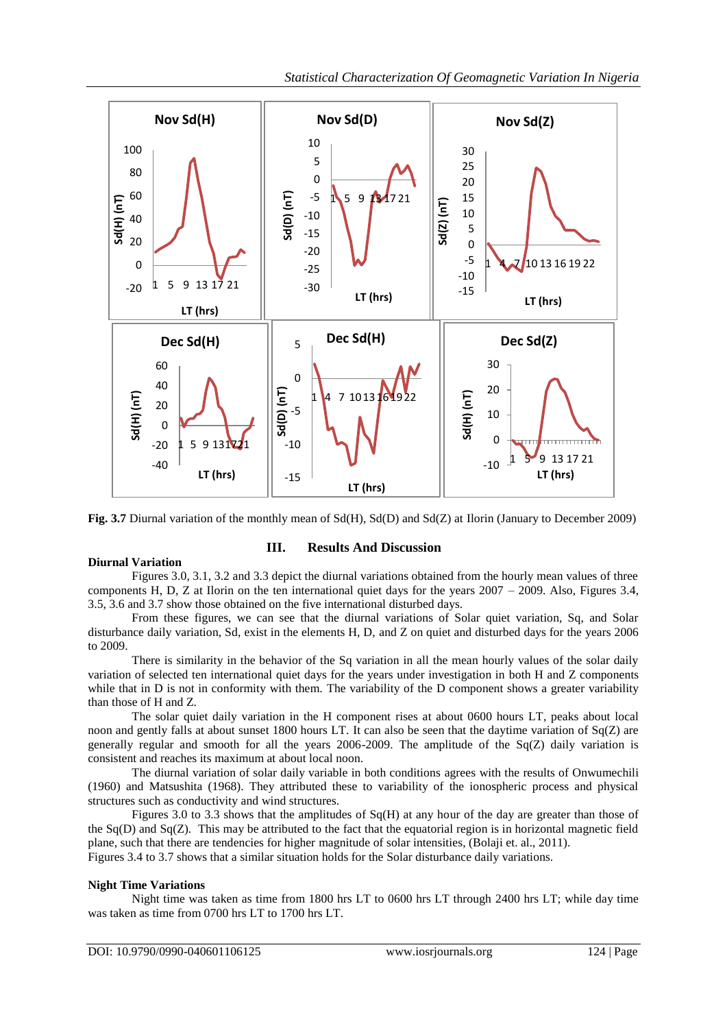**Fig. 3.7** Diurnal variation of the monthly mean of Sd(H), Sd(D) and Sd(Z) at Ilorin (January to December 2009)

## III. Results And Discussion

**Diurnal Variation**

Figures 3.0, 3.1, 3.2 and 3.3 depict the diurnal variations obtained from the hourly mean values of three components H, D, Z at Ilorin on the ten international quiet days for the years 2007 – 2009. Also, Figures 3.4, 3.5, 3.6 and 3.7 show those obtained on the five international disturbed days.

From these figures, we can see that the diurnal variations of Solar quiet variation, Sq, and Solar disturbance daily variation, Sd, exist in the elements H, D, and Z on quiet and disturbed days for the years 2006 to 2009.

There is similarity in the behavior of the Sq variation in all the mean hourly values of the solar daily variation of selected ten international quiet days for the years under investigation in both H and Z components while that in D is not in conformity with them. The variability of the D component shows a greater variability than those of H and Z.

The solar quiet daily variation in the H component rises at about 0600 hours LT, peaks about local noon and gently falls at about sunset 1800 hours LT. It can also be seen that the daytime variation of Sq(Z) are generally regular and smooth for all the years 2006-2009. The amplitude of the Sq(Z) daily variation is consistent and reaches its maximum at about local noon.

The diurnal variation of solar daily variable in both conditions agrees with the results of Onwumechili (1960) and Matsushita (1968). They attributed these to variability of the ionospheric process and physical structures such as conductivity and wind structures.

Figures 3.0 to 3.3 shows that the amplitudes of Sq(H) at any hour of the day are greater than those of the Sq(D) and Sq(Z). This may be attributed to the fact that the equatorial region is in horizontal magnetic field plane, such that there are tendencies for higher magnitude of solar intensities, (Bolaji et. al., 2011).
Figures 3.4 to 3.7 shows that a similar situation holds for the Solar disturbance daily variations.

**Night Time Variations**

Night time was taken as time from 1800 hrs LT to 0600 hrs LT through 2400 hrs LT; while day time was taken as time from 0700 hrs LT to 1700 hrs LT.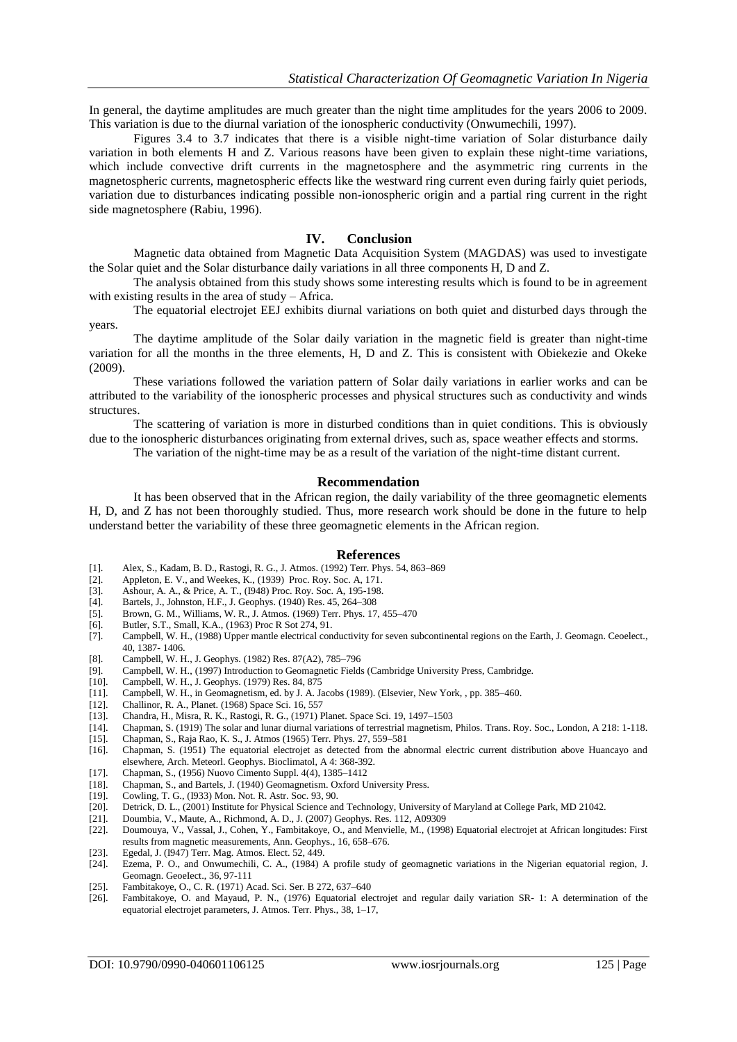In general, the daytime amplitudes are much greater than the night time amplitudes for the years 2006 to 2009. This variation is due to the diurnal variation of the ionospheric conductivity (Onwumechili, 1997).

Figures 3.4 to 3.7 indicates that there is a visible night-time variation of Solar disturbance daily variation in both elements H and Z. Various reasons have been given to explain these night-time variations, which include convective drift currents in the magnetosphere and the asymmetric ring currents in the magnetospheric currents, magnetospheric effects like the westward ring current even during fairly quiet periods, variation due to disturbances indicating possible non-ionospheric origin and a partial ring current in the right side magnetosphere (Rabiu, 1996).

## IV. Conclusion

Magnetic data obtained from Magnetic Data Acquisition System (MAGDAS) was used to investigate the Solar quiet and the Solar disturbance daily variations in all three components H, D and Z.

The analysis obtained from this study shows some interesting results which is found to be in agreement with existing results in the area of study – Africa.

The equatorial electrojet EEJ exhibits diurnal variations on both quiet and disturbed days through the years.

The daytime amplitude of the Solar daily variation in the magnetic field is greater than night-time variation for all the months in the three elements, H, D and Z. This is consistent with Obiekezie and Okeke (2009).

These variations followed the variation pattern of Solar daily variations in earlier works and can be attributed to the variability of the ionospheric processes and physical structures such as conductivity and winds structures.

The scattering of variation is more in disturbed conditions than in quiet conditions. This is obviously due to the ionospheric disturbances originating from external drives, such as, space weather effects and storms.

The variation of the night-time may be as a result of the variation of the night-time distant current.

## Recommendation

It has been observed that in the African region, the daily variability of the three geomagnetic elements H, D, and Z has not been thoroughly studied. Thus, more research work should be done in the future to help understand better the variability of these three geomagnetic elements in the African region.

## References

[1]. Alex, S., Kadam, B. D., Rastogi, R. G., J. Atmos. (1992) Terr. Phys. 54, 863–869
[2]. Appleton, E. V., and Weekes, K., (1939) Proc. Roy. Soc. A, 171.
[3]. Ashour, A. A., & Price, A. T., (I948) Proc. Roy. Soc. A, 195-198.
[4]. Bartels, J., Johnston, H.F., J. Geophys. (1940) Res. 45, 264–308
[5]. Brown, G. M., Williams, W. R., J. Atmos. (1969) Terr. Phys. 17, 455–470
[6]. Butler, S.T., Small, K.A., (1963) Proc R Sot 274, 91.
[7]. Campbell, W. H., (1988) Upper mantle electrical conductivity for seven subcontinental regions on the Earth, J. Geomagn. Ceoelect., 40, 1387- 1406.
[8]. Campbell, W. H., J. Geophys. (1982) Res. 87(A2), 785–796
[9]. Campbell, W. H., (1997) Introduction to Geomagnetic Fields (Cambridge University Press, Cambridge.
[10]. Campbell, W. H., J. Geophys. (1979) Res. 84, 875
[11]. Campbell, W. H., in Geomagnetism, ed. by J. A. Jacobs (1989). (Elsevier, New York, , pp. 385–460.
[12]. Challinor, R. A., Planet. (1968) Space Sci. 16, 557
[13]. Chandra, H., Misra, R. K., Rastogi, R. G., (1971) Planet. Space Sci. 19, 1497–1503
[14]. Chapman, S. (1919) The solar and lunar diurnal variations of terrestrial magnetism, Philos. Trans. Roy. Soc., London, A 218: 1-118.
[15]. Chapman, S., Raja Rao, K. S., J. Atmos (1965) Terr. Phys. 27, 559–581
[16]. Chapman, S. (1951) The equatorial electrojet as detected from the abnormal electric current distribution above Huancayo and elsewhere, Arch. Meteorl. Geophys. Bioclimatol, A 4: 368-392.
[17]. Chapman, S., (1956) Nuovo Cimento Suppl. 4(4), 1385–1412
[18]. Chapman, S., and Bartels, J. (1940) Geomagnetism. Oxford University Press.
[19]. Cowling, T. G., (I933) Mon. Not. R. Astr. Soc. 93, 90.
[20]. Detrick, D. L., (2001) Institute for Physical Science and Technology, University of Maryland at College Park, MD 21042.
[21]. Doumbia, V., Maute, A., Richmond, A. D., J. (2007) Geophys. Res. 112, A09309
[22]. Doumouya, V., Vassal, J., Cohen, Y., Fambitakoye, O., and Menvielle, M., (1998) Equatorial electrojet at African longitudes: First results from magnetic measurements, Ann. Geophys., 16, 658–676.
[23]. Egedal, J. (I947) Terr. Mag. Atmos. Elect. 52, 449.
[24]. Ezema, P. O., and Onwumechili, C. A., (1984) A profile study of geomagnetic variations in the Nigerian equatorial region, J. Geomagn. GeoeIect., 36, 97-111
[25]. Fambitakoye, O., C. R. (1971) Acad. Sci. Ser. B 272, 637–640
[26]. Fambitakoye, O. and Mayaud, P. N., (1976) Equatorial electrojet and regular daily variation SR- 1: A determination of the equatorial electrojet parameters, J. Atmos. Terr. Phys., 38, 1–17,